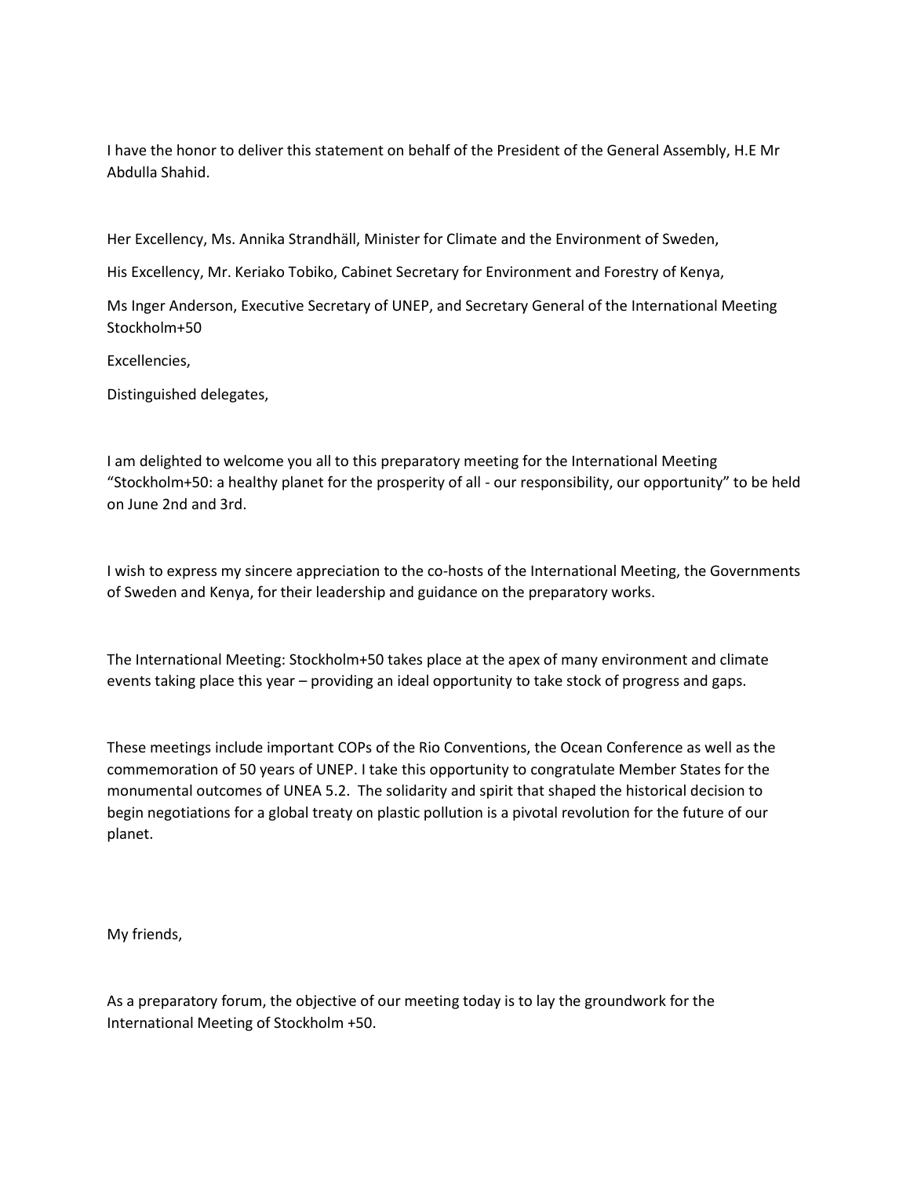I have the honor to deliver this statement on behalf of the President of the General Assembly, H.E Mr Abdulla Shahid.

Her Excellency, Ms. Annika Strandhäll, Minister for Climate and the Environment of Sweden,

His Excellency, Mr. Keriako Tobiko, Cabinet Secretary for Environment and Forestry of Kenya,

Ms Inger Anderson, Executive Secretary of UNEP, and Secretary General of the International Meeting Stockholm+50

Excellencies,

Distinguished delegates,

I am delighted to welcome you all to this preparatory meeting for the International Meeting "Stockholm+50: a healthy planet for the prosperity of all - our responsibility, our opportunity" to be held on June 2nd and 3rd.

I wish to express my sincere appreciation to the co-hosts of the International Meeting, the Governments of Sweden and Kenya, for their leadership and guidance on the preparatory works.

The International Meeting: Stockholm+50 takes place at the apex of many environment and climate events taking place this year – providing an ideal opportunity to take stock of progress and gaps.

These meetings include important COPs of the Rio Conventions, the Ocean Conference as well as the commemoration of 50 years of UNEP. I take this opportunity to congratulate Member States for the monumental outcomes of UNEA 5.2. The solidarity and spirit that shaped the historical decision to begin negotiations for a global treaty on plastic pollution is a pivotal revolution for the future of our planet.

My friends,

As a preparatory forum, the objective of our meeting today is to lay the groundwork for the International Meeting of Stockholm +50.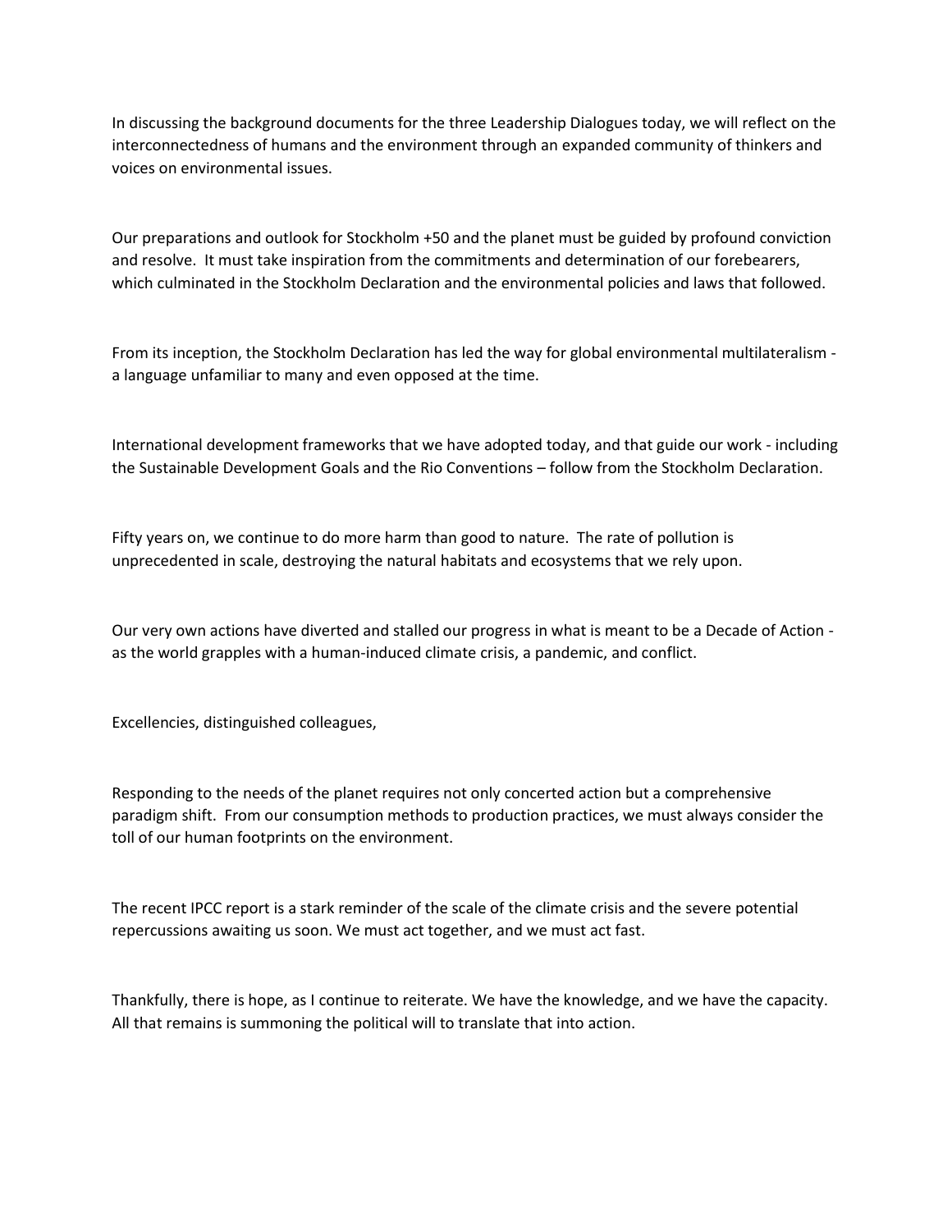In discussing the background documents for the three Leadership Dialogues today, we will reflect on the interconnectedness of humans and the environment through an expanded community of thinkers and voices on environmental issues.

Our preparations and outlook for Stockholm +50 and the planet must be guided by profound conviction and resolve. It must take inspiration from the commitments and determination of our forebearers, which culminated in the Stockholm Declaration and the environmental policies and laws that followed.

From its inception, the Stockholm Declaration has led the way for global environmental multilateralism - a language unfamiliar to many and even opposed at the time.

International development frameworks that we have adopted today, and that guide our work - including the Sustainable Development Goals and the Rio Conventions – follow from the Stockholm Declaration.

Fifty years on, we continue to do more harm than good to nature. The rate of pollution is unprecedented in scale, destroying the natural habitats and ecosystems that we rely upon.

Our very own actions have diverted and stalled our progress in what is meant to be a Decade of Action - as the world grapples with a human-induced climate crisis, a pandemic, and conflict.

Excellencies, distinguished colleagues,

Responding to the needs of the planet requires not only concerted action but a comprehensive paradigm shift. From our consumption methods to production practices, we must always consider the toll of our human footprints on the environment.

The recent IPCC report is a stark reminder of the scale of the climate crisis and the severe potential repercussions awaiting us soon. We must act together, and we must act fast.

Thankfully, there is hope, as I continue to reiterate. We have the knowledge, and we have the capacity. All that remains is summoning the political will to translate that into action.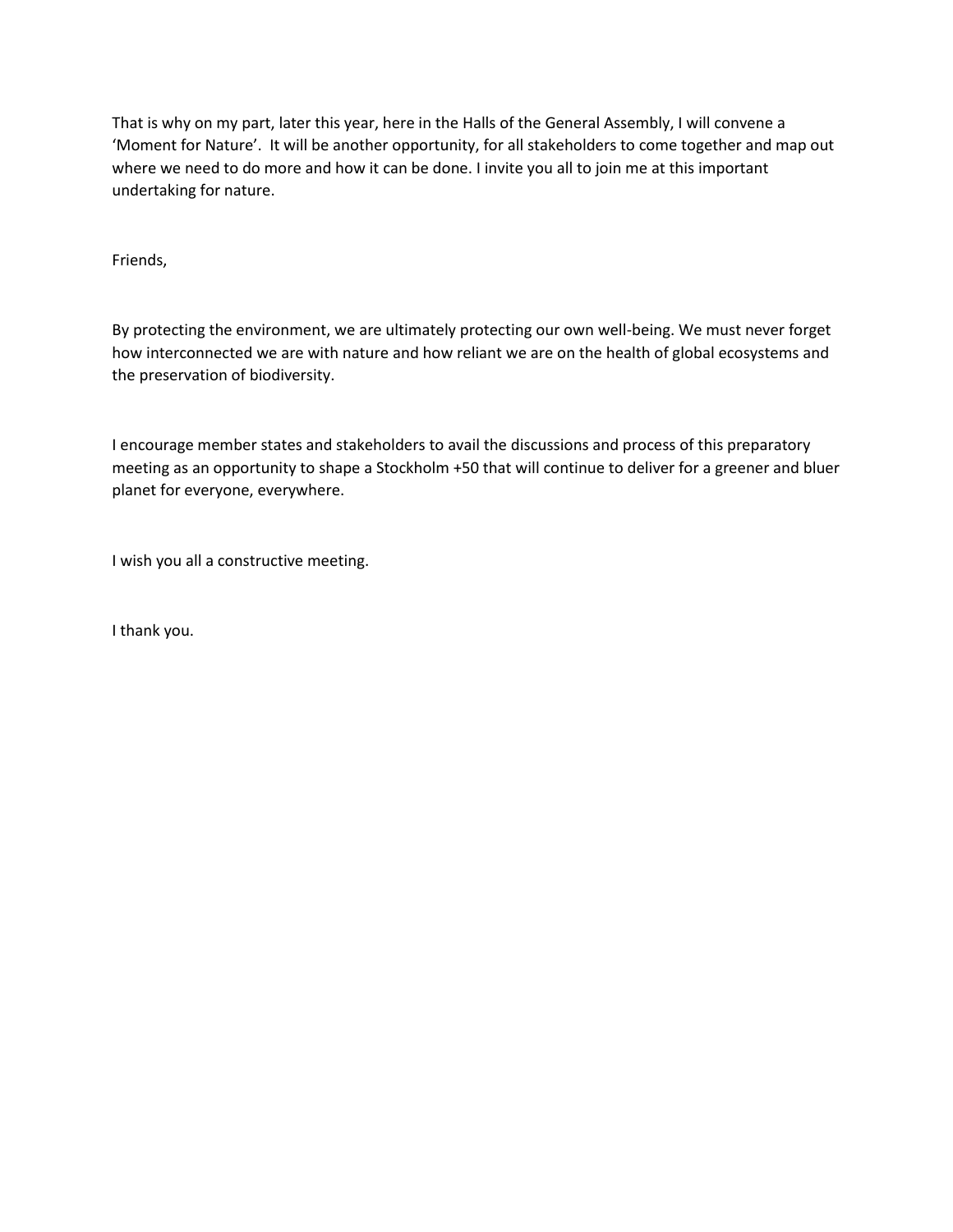That is why on my part, later this year, here in the Halls of the General Assembly, I will convene a 'Moment for Nature'. It will be another opportunity, for all stakeholders to come together and map out where we need to do more and how it can be done. I invite you all to join me at this important undertaking for nature.

Friends,

By protecting the environment, we are ultimately protecting our own well-being. We must never forget how interconnected we are with nature and how reliant we are on the health of global ecosystems and the preservation of biodiversity.

I encourage member states and stakeholders to avail the discussions and process of this preparatory meeting as an opportunity to shape a Stockholm +50 that will continue to deliver for a greener and bluer planet for everyone, everywhere.

I wish you all a constructive meeting.

I thank you.